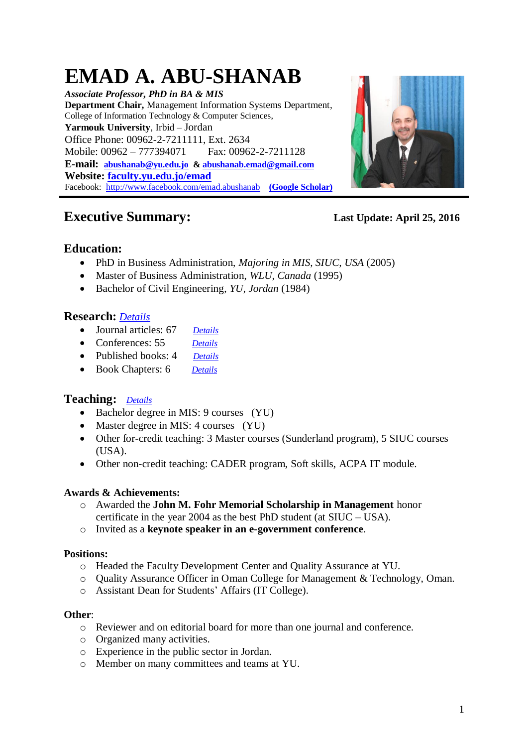# EMAD A. ABU-SHANAB

***Associate Professor, PhD in BA & MIS***
**Department Chair,** Management Information Systems Department,
College of Information Technology & Computer Sciences,
**Yarmouk University**, Irbid – Jordan
Office Phone: 00962-2-7211111, Ext. 2634
Mobile: 00962 – 777394071 Fax: 00962-2-7211128
**E-mail:** **abushanab@yu.edu.jo** **&** **abushanab.emad@gmail.com**
**Website: faculty.yu.edu.jo/emad**
Facebook: http://www.facebook.com/emad.abushanab **(Google Scholar)**

---

## Executive Summary:

**Last Update: April 25, 2016**

## Education:

- PhD in Business Administration, *Majoring in MIS, SIUC, USA* (2005)
- Master of Business Administration, *WLU, Canada* (1995)
- Bachelor of Civil Engineering, *YU, Jordan* (1984)

## Research: *Details*

- Journal articles: 67 *Details*
- Conferences: 55 *Details*
- Published books: 4 *Details*
- Book Chapters: 6 *Details*

## Teaching: *Details*

- Bachelor degree in MIS: 9 courses (YU)
- Master degree in MIS: 4 courses (YU)
- Other for-credit teaching: 3 Master courses (Sunderland program), 5 SIUC courses (USA).
- Other non-credit teaching: CADER program, Soft skills, ACPA IT module.

### Awards & Achievements:

- Awarded the **John M. Fohr Memorial Scholarship in Management** honor certificate in the year 2004 as the best PhD student (at SIUC – USA).
- Invited as a **keynote speaker in an e-government conference**.

### Positions:

- Headed the Faculty Development Center and Quality Assurance at YU.
- Quality Assurance Officer in Oman College for Management & Technology, Oman.
- Assistant Dean for Students' Affairs (IT College).

### Other:

- Reviewer and on editorial board for more than one journal and conference.
- Organized many activities.
- Experience in the public sector in Jordan.
- Member on many committees and teams at YU.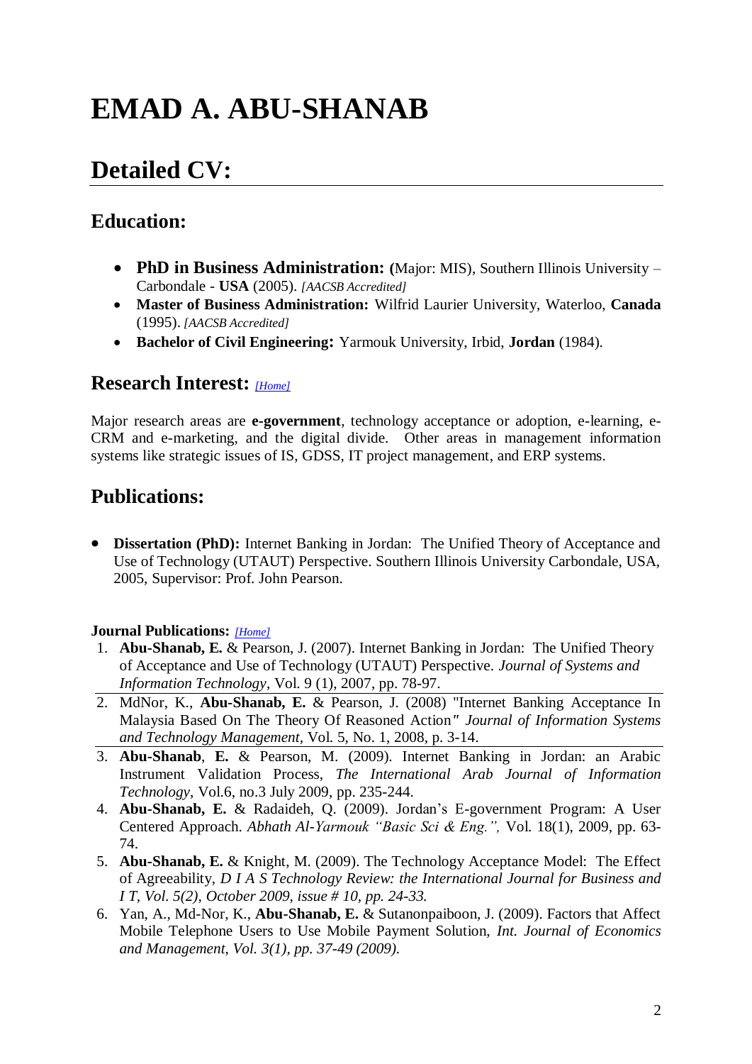# EMAD A. ABU-SHANAB

## Detailed CV:

### Education:

- **PhD in Business Administration: (**Major: MIS), Southern Illinois University – Carbondale - **USA** (2005). *[AACSB Accredited]*
- **Master of Business Administration:** Wilfrid Laurier University, Waterloo, **Canada** (1995). *[AACSB Accredited]*
- **Bachelor of Civil Engineering:** Yarmouk University, Irbid, **Jordan** (1984).

### Research Interest: [Home]

Major research areas are **e-government**, technology acceptance or adoption, e-learning, e-CRM and e-marketing, and the digital divide. Other areas in management information systems like strategic issues of IS, GDSS, IT project management, and ERP systems.

### Publications:

- **Dissertation (PhD):** Internet Banking in Jordan: The Unified Theory of Acceptance and Use of Technology (UTAUT) Perspective. Southern Illinois University Carbondale, USA, 2005, Supervisor: Prof. John Pearson.

**Journal Publications:** [Home]

1. **Abu-Shanab, E.** & Pearson, J. (2007). Internet Banking in Jordan: The Unified Theory of Acceptance and Use of Technology (UTAUT) Perspective. *Journal of Systems and Information Technology*, Vol. 9 (1), 2007, pp. 78-97.
2. MdNor, K., **Abu-Shanab, E.** & Pearson, J. (2008) "Internet Banking Acceptance In Malaysia Based On The Theory Of Reasoned Action*" Journal of Information Systems and Technology Management*, Vol. 5, No. 1, 2008, p. 3-14.
3. **Abu-Shanab**, **E.** & Pearson, M. (2009). Internet Banking in Jordan: an Arabic Instrument Validation Process, *The International Arab Journal of Information Technology*, Vol.6, no.3 July 2009, pp. 235-244.
4. **Abu-Shanab, E.** & Radaideh, Q. (2009). Jordan's E-government Program: A User Centered Approach. *Abhath Al-Yarmouk "Basic Sci & Eng.",* Vol. 18(1), 2009, pp. 63-74.
5. **Abu-Shanab, E.** & Knight, M. (2009). The Technology Acceptance Model: The Effect of Agreeability, *D I A S Technology Review: the International Journal for Business and I T, Vol. 5(2), October 2009, issue # 10, pp. 24-33.*
6. Yan, A., Md-Nor, K., **Abu-Shanab, E.** & Sutanonpaiboon, J. (2009). Factors that Affect Mobile Telephone Users to Use Mobile Payment Solution, *Int. Journal of Economics and Management, Vol. 3(1), pp. 37-49 (2009).*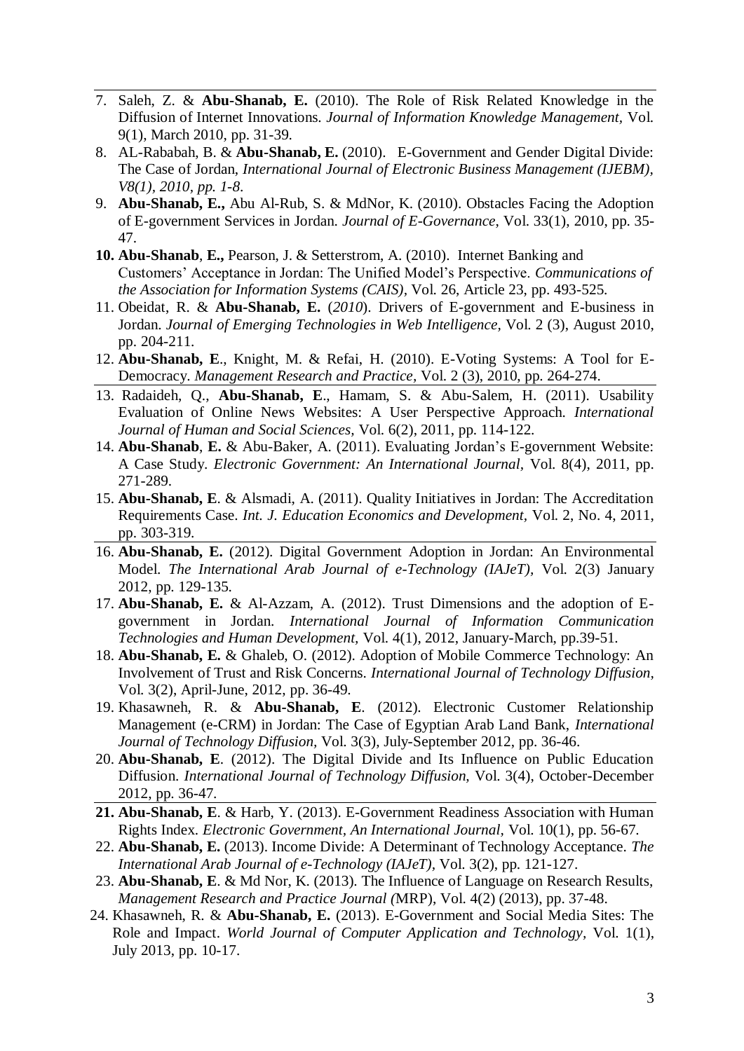7. Saleh, Z. & **Abu-Shanab, E.** (2010). The Role of Risk Related Knowledge in the Diffusion of Internet Innovations. *Journal of Information Knowledge Management*, Vol. 9(1), March 2010, pp. 31-39.
8. AL-Rababah, B. & **Abu-Shanab, E.** (2010). E-Government and Gender Digital Divide: The Case of Jordan, *International Journal of Electronic Business Management (IJEBM), V8(1), 2010, pp. 1-8.*
9. **Abu-Shanab, E.,** Abu Al-Rub, S. & MdNor, K. (2010). Obstacles Facing the Adoption of E-government Services in Jordan. *Journal of E-Governance*, Vol. 33(1), 2010, pp. 35-47.
10. **Abu-Shanab**, **E.,** Pearson, J. & Setterstrom, A. (2010). Internet Banking and Customers' Acceptance in Jordan: The Unified Model's Perspective. *Communications of the Association for Information Systems (CAIS)*, Vol. 26, Article 23, pp. 493-525.
11. Obeidat, R. & **Abu-Shanab, E.** (*2010*). Drivers of E-government and E-business in Jordan. *Journal of Emerging Technologies in Web Intelligence,* Vol. 2 (3), August 2010, pp. 204-211.
12. **Abu-Shanab, E**., Knight, M. & Refai, H. (2010). E-Voting Systems: A Tool for E-Democracy. *Management Research and Practice*, Vol. 2 (3), 2010, pp. 264-274.
13. Radaideh, Q., **Abu-Shanab, E**., Hamam, S. & Abu-Salem, H. (2011). Usability Evaluation of Online News Websites: A User Perspective Approach. *International Journal of Human and Social Sciences,* Vol. 6(2), 2011, pp. 114-122.
14. **Abu-Shanab**, **E.** & Abu-Baker, A. (2011). Evaluating Jordan's E-government Website: A Case Study. *Electronic Government: An International Journal*, Vol. 8(4), 2011, pp. 271-289.
15. **Abu-Shanab, E**. & Alsmadi, A. (2011). Quality Initiatives in Jordan: The Accreditation Requirements Case. *Int. J. Education Economics and Development,* Vol. 2, No. 4, 2011, pp. 303-319.
16. **Abu-Shanab, E.** (2012). Digital Government Adoption in Jordan: An Environmental Model. *The International Arab Journal of e-Technology (IAJeT),* Vol. 2(3) January 2012, pp. 129-135.
17. **Abu-Shanab, E.** & Al-Azzam, A. (2012). Trust Dimensions and the adoption of E-government in Jordan. *International Journal of Information Communication Technologies and Human Development*, Vol. 4(1), 2012, January-March, pp.39-51.
18. **Abu-Shanab, E.** & Ghaleb, O. (2012). Adoption of Mobile Commerce Technology: An Involvement of Trust and Risk Concerns. *International Journal of Technology Diffusion,* Vol. 3(2), April-June, 2012, pp. 36-49.
19. Khasawneh, R. & **Abu-Shanab, E**. (2012). Electronic Customer Relationship Management (e-CRM) in Jordan: The Case of Egyptian Arab Land Bank, *International Journal of Technology Diffusion*, Vol. 3(3), July-September 2012, pp. 36-46.
20. **Abu-Shanab, E**. (2012). The Digital Divide and Its Influence on Public Education Diffusion. *International Journal of Technology Diffusion,* Vol. 3(4), October-December 2012, pp. 36-47.
21. **Abu-Shanab, E**. & Harb, Y. (2013). E-Government Readiness Association with Human Rights Index. *Electronic Government, An International Journal*, Vol. 10(1), pp. 56-67.
22. **Abu-Shanab, E.** (2013). Income Divide: A Determinant of Technology Acceptance. *The International Arab Journal of e-Technology (IAJeT)*, Vol. 3(2), pp. 121-127.
23. **Abu-Shanab, E**. & Md Nor, K. (2013). The Influence of Language on Research Results, *Management Research and Practice Journal (*MRP), Vol. 4(2) (2013), pp. 37-48.
24. Khasawneh, R. & **Abu-Shanab, E.** (2013). E-Government and Social Media Sites: The Role and Impact. *World Journal of Computer Application and Technology*, Vol. 1(1), July 2013, pp. 10-17.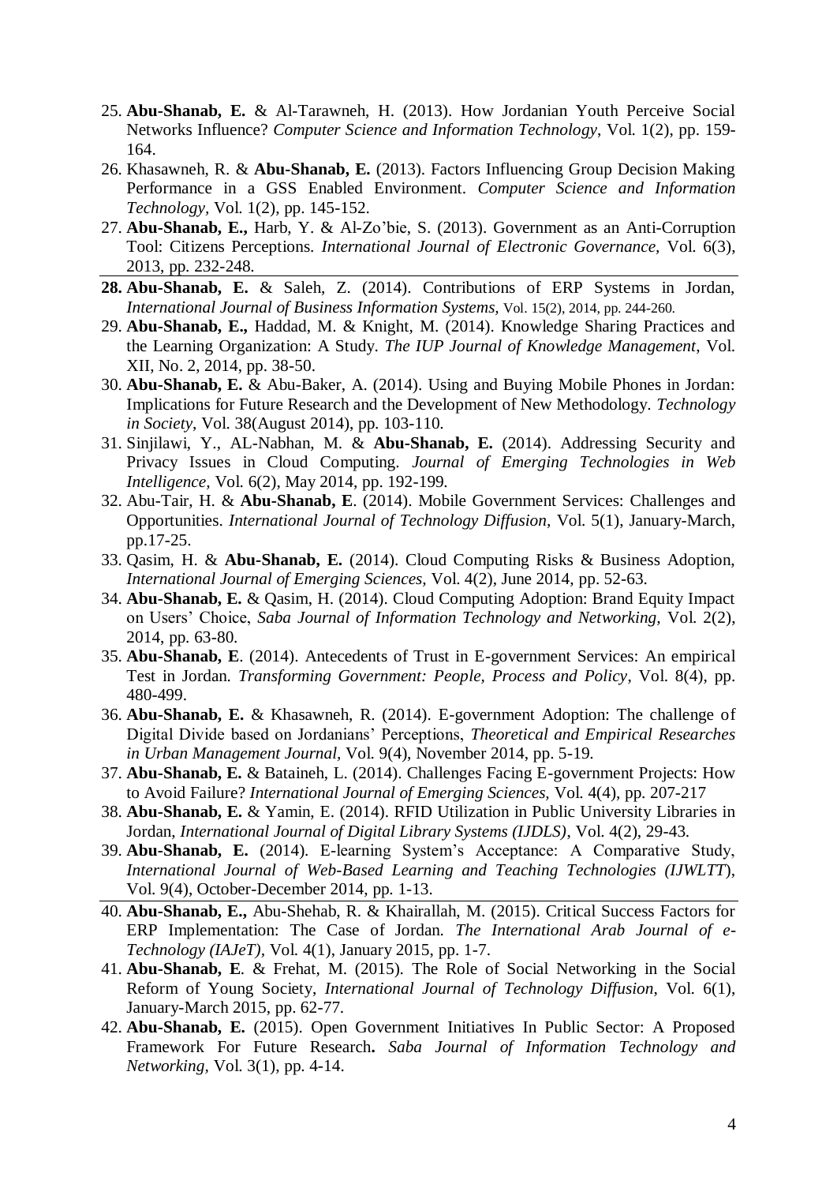25. **Abu-Shanab, E.** & Al-Tarawneh, H. (2013). How Jordanian Youth Perceive Social Networks Influence? *Computer Science and Information Technology*, Vol. 1(2), pp. 159-164.
26. Khasawneh, R. & **Abu-Shanab, E.** (2013). Factors Influencing Group Decision Making Performance in a GSS Enabled Environment. *Computer Science and Information Technology,* Vol. 1(2), pp. 145-152.
27. **Abu-Shanab, E.,** Harb, Y. & Al-Zo'bie, S. (2013). Government as an Anti-Corruption Tool: Citizens Perceptions. *International Journal of Electronic Governance,* Vol. 6(3), 2013, pp. 232-248.

---

28. **Abu-Shanab, E.** & Saleh, Z. (2014). Contributions of ERP Systems in Jordan, *International Journal of Business Information Systems,* Vol. 15(2), 2014, pp. 244-260.
29. **Abu-Shanab, E.,** Haddad, M. & Knight, M. (2014). Knowledge Sharing Practices and the Learning Organization: A Study. *The IUP Journal of Knowledge Management*, Vol. XII, No. 2, 2014, pp. 38-50.
30. **Abu-Shanab, E.** & Abu-Baker, A. (2014). Using and Buying Mobile Phones in Jordan: Implications for Future Research and the Development of New Methodology. *Technology in Society*, Vol. 38(August 2014), pp. 103-110.
31. Sinjilawi, Y., AL-Nabhan, M. & **Abu-Shanab, E.** (2014). Addressing Security and Privacy Issues in Cloud Computing. *Journal of Emerging Technologies in Web Intelligence*, Vol. 6(2), May 2014, pp. 192-199.
32. Abu-Tair, H. & **Abu-Shanab, E**. (2014). Mobile Government Services: Challenges and Opportunities. *International Journal of Technology Diffusion*, Vol. 5(1), January-March, pp.17-25.
33. Qasim, H. & **Abu-Shanab, E.** (2014). Cloud Computing Risks & Business Adoption, *International Journal of Emerging Sciences*, Vol. 4(2), June 2014, pp. 52-63.
34. **Abu-Shanab, E.** & Qasim, H. (2014). Cloud Computing Adoption: Brand Equity Impact on Users' Choice, *Saba Journal of Information Technology and Networking,* Vol. 2(2), 2014, pp. 63-80.
35. **Abu-Shanab, E**. (2014). Antecedents of Trust in E-government Services: An empirical Test in Jordan. *Transforming Government: People, Process and Policy*, Vol. 8(4), pp. 480-499.
36. **Abu-Shanab, E.** & Khasawneh, R. (2014). E-government Adoption: The challenge of Digital Divide based on Jordanians' Perceptions, *Theoretical and Empirical Researches in Urban Management Journal*, Vol. 9(4), November 2014, pp. 5-19.
37. **Abu-Shanab, E.** & Bataineh, L. (2014). Challenges Facing E-government Projects: How to Avoid Failure? *International Journal of Emerging Sciences,* Vol. 4(4), pp. 207-217
38. **Abu-Shanab, E.** & Yamin, E. (2014). RFID Utilization in Public University Libraries in Jordan, *International Journal of Digital Library Systems (IJDLS)*, Vol. 4(2), 29-43.
39. **Abu-Shanab, E.** (2014). E-learning System's Acceptance: A Comparative Study, *International Journal of Web-Based Learning and Teaching Technologies (IJWLTT*), Vol. 9(4), October-December 2014, pp. 1-13.

---

40. **Abu-Shanab, E.,** Abu-Shehab, R. & Khairallah, M. (2015). Critical Success Factors for ERP Implementation: The Case of Jordan. *The International Arab Journal of e-Technology (IAJeT),* Vol. 4(1), January 2015, pp. 1-7.
41. **Abu-Shanab, E**. & Frehat, M. (2015). The Role of Social Networking in the Social Reform of Young Society, *International Journal of Technology Diffusion*, Vol. 6(1), January-March 2015, pp. 62-77.
42. **Abu-Shanab, E.** (2015). Open Government Initiatives In Public Sector: A Proposed Framework For Future Research**.** *Saba Journal of Information Technology and Networking*, Vol. 3(1), pp. 4-14.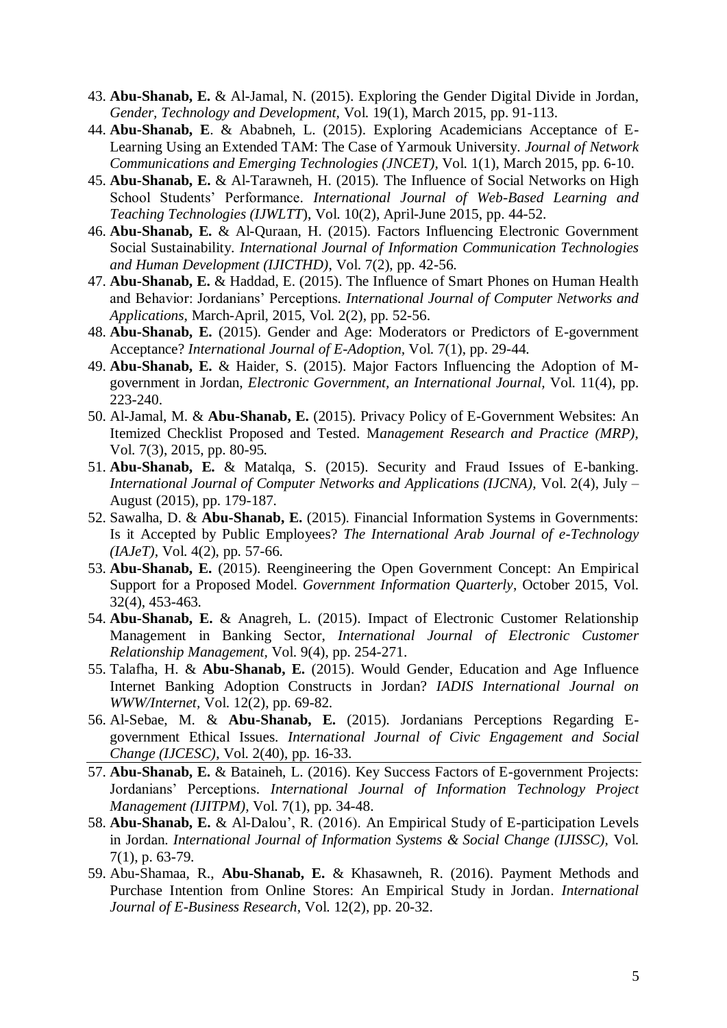43. **Abu-Shanab, E.** & Al-Jamal, N. (2015). Exploring the Gender Digital Divide in Jordan, *Gender, Technology and Development,* Vol. 19(1), March 2015, pp. 91-113.
44. **Abu-Shanab, E**. & Ababneh, L. (2015). Exploring Academicians Acceptance of E-Learning Using an Extended TAM: The Case of Yarmouk University. *Journal of Network Communications and Emerging Technologies (JNCET),* Vol. 1(1), March 2015, pp. 6-10.
45. **Abu-Shanab, E.** & Al-Tarawneh, H. (2015). The Influence of Social Networks on High School Students' Performance. *International Journal of Web-Based Learning and Teaching Technologies (IJWLTT*), Vol. 10(2), April-June 2015, pp. 44-52.
46. **Abu-Shanab, E.** & Al-Quraan, H. (2015). Factors Influencing Electronic Government Social Sustainability. *International Journal of Information Communication Technologies and Human Development (IJICTHD),* Vol. 7(2), pp. 42-56.
47. **Abu-Shanab, E.** & Haddad, E. (2015). The Influence of Smart Phones on Human Health and Behavior: Jordanians' Perceptions. *International Journal of Computer Networks and Applications*, March-April, 2015, Vol. 2(2), pp. 52-56.
48. **Abu-Shanab, E.** (2015). Gender and Age: Moderators or Predictors of E-government Acceptance? *International Journal of E-Adoption,* Vol. 7(1), pp. 29-44.
49. **Abu-Shanab, E.** & Haider, S. (2015). Major Factors Influencing the Adoption of M-government in Jordan, *Electronic Government, an International Journal,* Vol. 11(4), pp. 223-240.
50. Al-Jamal, M. & **Abu-Shanab, E.** (2015). Privacy Policy of E-Government Websites: An Itemized Checklist Proposed and Tested. M*anagement Research and Practice (MRP),* Vol. 7(3), 2015, pp. 80-95.
51. **Abu-Shanab, E.** & Matalqa, S. (2015). Security and Fraud Issues of E-banking. *International Journal of Computer Networks and Applications (IJCNA),* Vol. 2(4), July – August (2015), pp. 179-187.
52. Sawalha, D. & **Abu-Shanab, E.** (2015). Financial Information Systems in Governments: Is it Accepted by Public Employees? *The International Arab Journal of e-Technology (IAJeT)*, Vol. 4(2), pp. 57-66.
53. **Abu-Shanab, E.** (2015). Reengineering the Open Government Concept: An Empirical Support for a Proposed Model. *Government Information Quarterly*, October 2015, Vol. 32(4), 453-463.
54. **Abu-Shanab, E.** & Anagreh, L. (2015). Impact of Electronic Customer Relationship Management in Banking Sector, *International Journal of Electronic Customer Relationship Management*, Vol. 9(4), pp. 254-271.
55. Talafha, H. & **Abu-Shanab, E.** (2015). Would Gender, Education and Age Influence Internet Banking Adoption Constructs in Jordan? *IADIS International Journal on WWW/Internet,* Vol. 12(2), pp. 69-82.
56. Al-Sebae, M. & **Abu-Shanab, E.** (2015). Jordanians Perceptions Regarding E-government Ethical Issues. *International Journal of Civic Engagement and Social Change (IJCESC)*, Vol. 2(40), pp. 16-33.
57. **Abu-Shanab, E.** & Bataineh, L. (2016). Key Success Factors of E-government Projects: Jordanians' Perceptions. *International Journal of Information Technology Project Management (IJITPM),* Vol. 7(1), pp. 34-48.
58. **Abu-Shanab, E.** & Al-Dalou', R. (2016). An Empirical Study of E-participation Levels in Jordan. *International Journal of Information Systems & Social Change (IJISSC),* Vol. 7(1), p. 63-79.
59. Abu-Shamaa, R., **Abu-Shanab, E.** & Khasawneh, R. (2016). Payment Methods and Purchase Intention from Online Stores: An Empirical Study in Jordan. *International Journal of E-Business Research*, Vol. 12(2), pp. 20-32.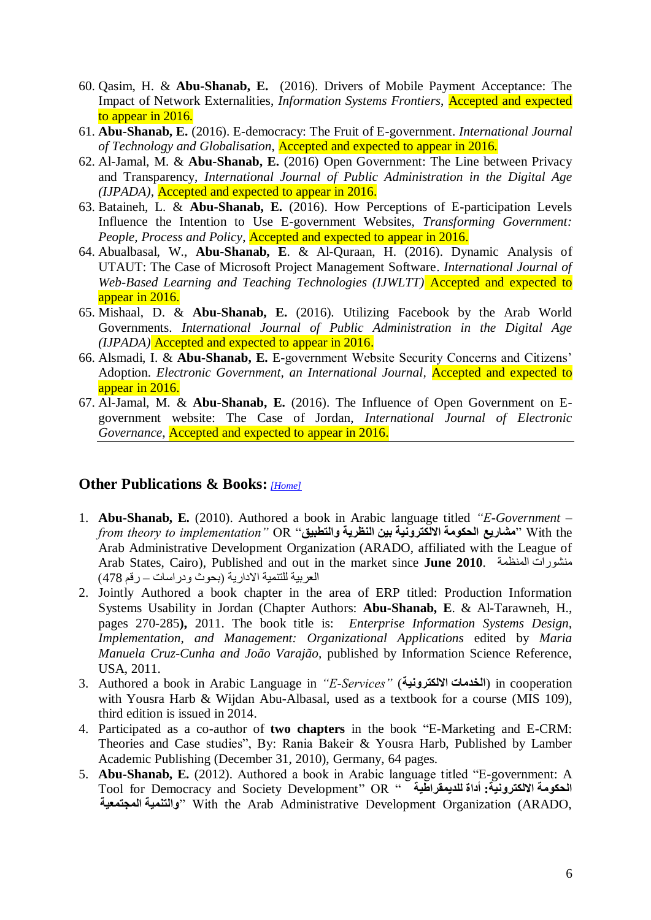60. Qasim, H. & **Abu-Shanab, E.** (2016). Drivers of Mobile Payment Acceptance: The Impact of Network Externalities, *Information Systems Frontiers*, Accepted and expected to appear in 2016.
61. **Abu-Shanab, E.** (2016). E-democracy: The Fruit of E-government. *International Journal of Technology and Globalisation*, Accepted and expected to appear in 2016.
62. Al-Jamal, M. & **Abu-Shanab, E.** (2016) Open Government: The Line between Privacy and Transparency, *International Journal of Public Administration in the Digital Age (IJPADA)*, Accepted and expected to appear in 2016.
63. Bataineh, L. & **Abu-Shanab, E.** (2016). How Perceptions of E-participation Levels Influence the Intention to Use E-government Websites, *Transforming Government: People, Process and Policy*, Accepted and expected to appear in 2016.
64. Abualbasal, W., **Abu-Shanab, E**. & Al-Quraan, H. (2016). Dynamic Analysis of UTAUT: The Case of Microsoft Project Management Software. *International Journal of Web-Based Learning and Teaching Technologies (IJWLTT)* Accepted and expected to appear in 2016.
65. Mishaal, D. & **Abu-Shanab, E.** (2016). Utilizing Facebook by the Arab World Governments. *International Journal of Public Administration in the Digital Age (IJPADA)* Accepted and expected to appear in 2016.
66. Alsmadi, I. & **Abu-Shanab, E.** E-government Website Security Concerns and Citizens' Adoption. *Electronic Government, an International Journal*, Accepted and expected to appear in 2016.
67. Al-Jamal, M. & **Abu-Shanab, E.** (2016). The Influence of Open Government on E-government website: The Case of Jordan, *International Journal of Electronic Governance*, Accepted and expected to appear in 2016.

## Other Publications & Books: *[Home]*

1. **Abu-Shanab, E.** (2010). Authored a book in Arabic language titled *"E-Government – from theory to implementation"* OR "**مشاريع الحكومة الالكترونية بين النظرية والتطبيق**" With the Arab Administrative Development Organization (ARADO, affiliated with the League of Arab States, Cairo), Published and out in the market since **June 2010**. منشورات المنظمة العربية للتنمية الادارية (بحوث ودراسات – رقم 478)
2. Jointly Authored a book chapter in the area of ERP titled: Production Information Systems Usability in Jordan (Chapter Authors: **Abu-Shanab, E**. & Al-Tarawneh, H., pages 270-285**)**, 2011. The book title is: *Enterprise Information Systems Design, Implementation, and Management: Organizational Applications* edited by *Maria Manuela Cruz-Cunha and João Varajão*, published by Information Science Reference, USA, 2011.
3. Authored a book in Arabic Language in *"E-Services"* (**الخدمات الالكترونية**) in cooperation with Yousra Harb & Wijdan Abu-Albasal, used as a textbook for a course (MIS 109), third edition is issued in 2014.
4. Participated as a co-author of **two chapters** in the book "E-Marketing and E-CRM: Theories and Case studies", By: Rania Bakeir & Yousra Harb, Published by Lamber Academic Publishing (December 31, 2010), Germany, 64 pages.
5. **Abu-Shanab, E.** (2012). Authored a book in Arabic language titled "E-government: A Tool for Democracy and Society Development" OR " **الحكومة الالكترونية: أداة للديمقراطية والتنمية المجتمعية**" With the Arab Administrative Development Organization (ARADO,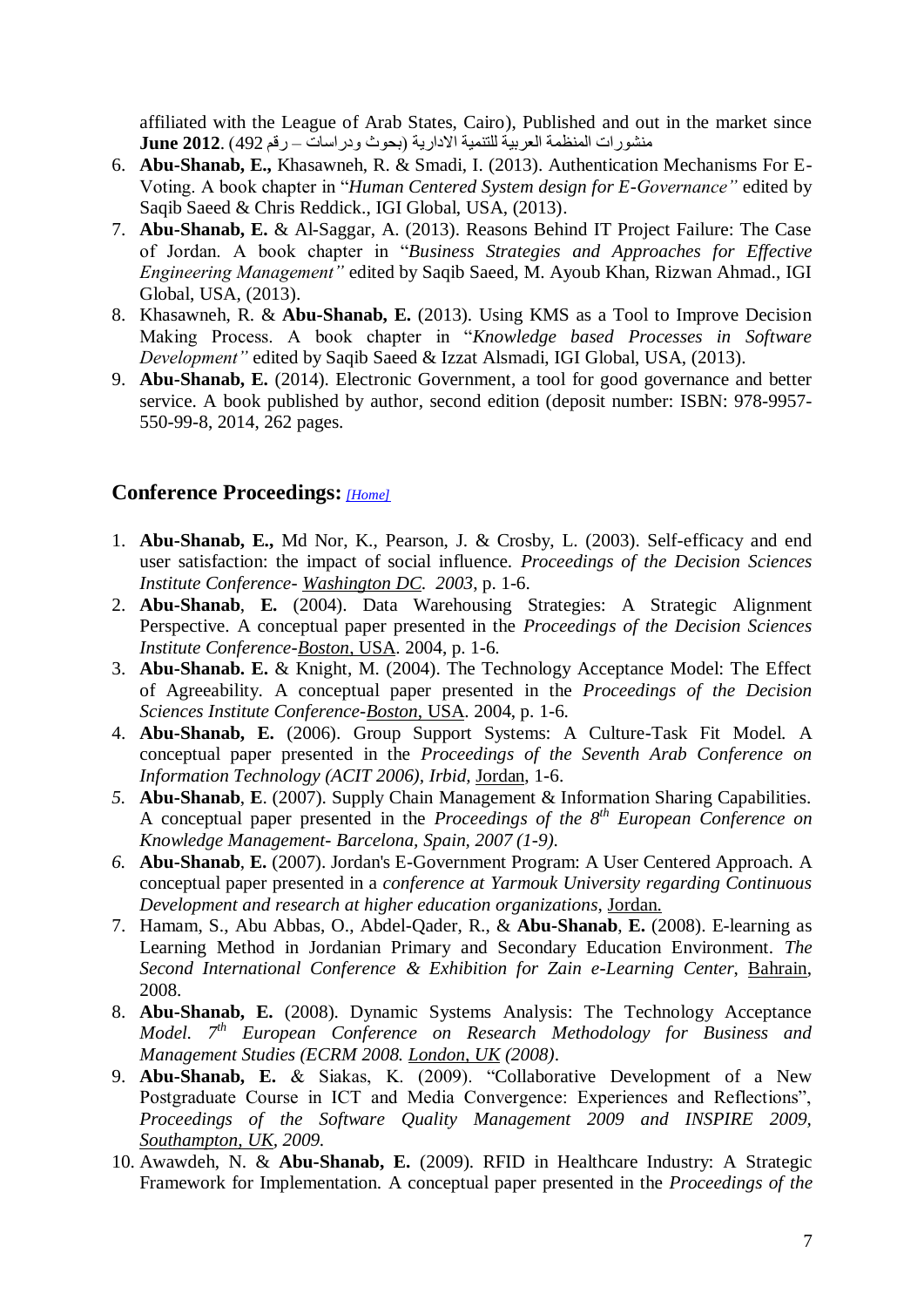affiliated with the League of Arab States, Cairo), Published and out in the market since **June 2012**. (منشورات المنظمة العربية للتنمية الادارية (بحوث ودراسات – رقم 492

6. **Abu-Shanab, E.,** Khasawneh, R. & Smadi, I. (2013). Authentication Mechanisms For E-Voting. A book chapter in "*Human Centered System design for E-Governance"* edited by Saqib Saeed & Chris Reddick., IGI Global, USA, (2013).
7. **Abu-Shanab, E.** & Al-Saggar, A. (2013). Reasons Behind IT Project Failure: The Case of Jordan. A book chapter in "*Business Strategies and Approaches for Effective Engineering Management"* edited by Saqib Saeed, M. Ayoub Khan, Rizwan Ahmad., IGI Global, USA, (2013).
8. Khasawneh, R. & **Abu-Shanab, E.** (2013). Using KMS as a Tool to Improve Decision Making Process. A book chapter in "*Knowledge based Processes in Software Development"* edited by Saqib Saeed & Izzat Alsmadi, IGI Global, USA, (2013).
9. **Abu-Shanab, E.** (2014). Electronic Government, a tool for good governance and better service. A book published by author, second edition (deposit number: ISBN: 978-9957-550-99-8, 2014, 262 pages.

## Conference Proceedings: *[Home]*

1. **Abu-Shanab, E.,** Md Nor, K., Pearson, J. & Crosby, L. (2003). Self-efficacy and end user satisfaction: the impact of social influence. *Proceedings of the Decision Sciences Institute Conference- Washington DC. 2003*, p. 1-6.
2. **Abu-Shanab**, **E.** (2004). Data Warehousing Strategies: A Strategic Alignment Perspective. A conceptual paper presented in the *Proceedings of the Decision Sciences Institute Conference-Boston*, USA. 2004, p. 1-6.
3. **Abu-Shanab. E.** & Knight, M. (2004). The Technology Acceptance Model: The Effect of Agreeability. A conceptual paper presented in the *Proceedings of the Decision Sciences Institute Conference-Boston,* USA. 2004, p. 1-6.
4. **Abu-Shanab, E.** (2006). Group Support Systems: A Culture-Task Fit Model. A conceptual paper presented in the *Proceedings of the Seventh Arab Conference on Information Technology (ACIT 2006), Irbid,* Jordan, 1-6.
5. **Abu-Shanab**, **E**. (2007). Supply Chain Management & Information Sharing Capabilities. A conceptual paper presented in the *Proceedings of the 8th European Conference on Knowledge Management- Barcelona, Spain, 2007 (1-9).*
6. **Abu-Shanab**, **E.** (2007). Jordan's E-Government Program: A User Centered Approach. A conceptual paper presented in a *conference at Yarmouk University regarding Continuous Development and research at higher education organizations*, Jordan.
7. Hamam, S., Abu Abbas, O., Abdel-Qader, R., & **Abu-Shanab**, **E.** (2008). E-learning as Learning Method in Jordanian Primary and Secondary Education Environment. *The Second International Conference & Exhibition for Zain e-Learning Center*, Bahrain, 2008.
8. **Abu-Shanab, E.** (2008). Dynamic Systems Analysis: The Technology Acceptance Model. *7th European Conference on Research Methodology for Business and Management Studies (ECRM 2008. London, UK (2008)*.
9. **Abu-Shanab, E.** & Siakas, K. (2009). "Collaborative Development of a New Postgraduate Course in ICT and Media Convergence: Experiences and Reflections", *Proceedings of the Software Quality Management 2009 and INSPIRE 2009, Southampton, UK, 2009.*
10. Awawdeh, N. & **Abu-Shanab, E.** (2009). RFID in Healthcare Industry: A Strategic Framework for Implementation. A conceptual paper presented in the *Proceedings of the*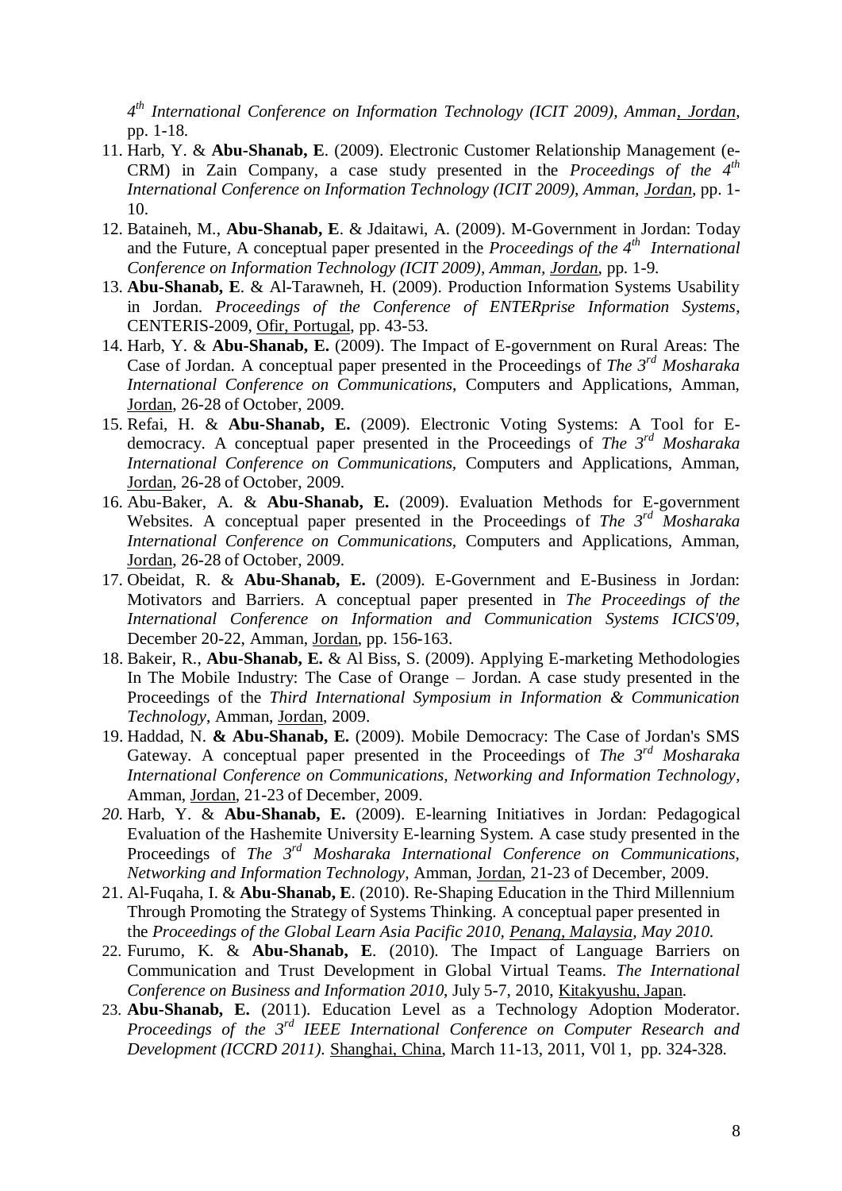*4th International Conference on Information Technology (ICIT 2009), Amman, Jordan*, pp. 1-18.

11. Harb, Y. & **Abu-Shanab, E**. (2009). Electronic Customer Relationship Management (e-CRM) in Zain Company, a case study presented in the *Proceedings of the 4th International Conference on Information Technology (ICIT 2009), Amman, Jordan*, pp. 1-10.
12. Bataineh, M., **Abu-Shanab, E**. & Jdaitawi, A. (2009). M-Government in Jordan: Today and the Future, A conceptual paper presented in the *Proceedings of the 4th International Conference on Information Technology (ICIT 2009), Amman, Jordan*, pp. 1-9.
13. **Abu-Shanab, E**. & Al-Tarawneh, H. (2009). Production Information Systems Usability in Jordan. *Proceedings of the Conference of ENTERprise Information Systems*, CENTERIS-2009, Ofir, Portugal, pp. 43-53.
14. Harb, Y. & **Abu-Shanab, E.** (2009). The Impact of E-government on Rural Areas: The Case of Jordan. A conceptual paper presented in the Proceedings of *The 3rd Mosharaka International Conference on Communications*, Computers and Applications, Amman, Jordan, 26-28 of October, 2009.
15. Refai, H. & **Abu-Shanab, E.** (2009). Electronic Voting Systems: A Tool for E-democracy. A conceptual paper presented in the Proceedings of *The 3rd Mosharaka International Conference on Communications*, Computers and Applications, Amman, Jordan, 26-28 of October, 2009.
16. Abu-Baker, A. & **Abu-Shanab, E.** (2009). Evaluation Methods for E-government Websites. A conceptual paper presented in the Proceedings of *The 3rd Mosharaka International Conference on Communications*, Computers and Applications, Amman, Jordan, 26-28 of October, 2009.
17. Obeidat, R. & **Abu-Shanab, E.** (2009). E-Government and E-Business in Jordan: Motivators and Barriers. A conceptual paper presented in *The Proceedings of the International Conference on Information and Communication Systems ICICS'09*, December 20-22, Amman, Jordan, pp. 156-163.
18. Bakeir, R., **Abu-Shanab, E.** & Al Biss, S. (2009). Applying E-marketing Methodologies In The Mobile Industry: The Case of Orange – Jordan. A case study presented in the Proceedings of the *Third International Symposium in Information & Communication Technology*, Amman, Jordan, 2009.
19. Haddad, N. **& Abu-Shanab, E.** (2009). Mobile Democracy: The Case of Jordan's SMS Gateway. A conceptual paper presented in the Proceedings of *The 3rd Mosharaka International Conference on Communications, Networking and Information Technology*, Amman, Jordan, 21-23 of December, 2009.
20. Harb, Y. & **Abu-Shanab, E.** (2009). E-learning Initiatives in Jordan: Pedagogical Evaluation of the Hashemite University E-learning System. A case study presented in the Proceedings of *The 3rd Mosharaka International Conference on Communications, Networking and Information Technology*, Amman, Jordan, 21-23 of December, 2009.
21. Al-Fuqaha, I. & **Abu-Shanab, E**. (2010). Re-Shaping Education in the Third Millennium Through Promoting the Strategy of Systems Thinking. A conceptual paper presented in the *Proceedings of the Global Learn Asia Pacific 2010, Penang, Malaysia, May 2010.*
22. Furumo, K. & **Abu-Shanab, E**. (2010). The Impact of Language Barriers on Communication and Trust Development in Global Virtual Teams. *The International Conference on Business and Information 2010*, July 5-7, 2010, Kitakyushu, Japan.
23. **Abu-Shanab, E.** (2011). Education Level as a Technology Adoption Moderator. *Proceedings of the 3rd IEEE International Conference on Computer Research and Development (ICCRD 2011).* Shanghai, China, March 11-13, 2011, V0l 1, pp. 324-328.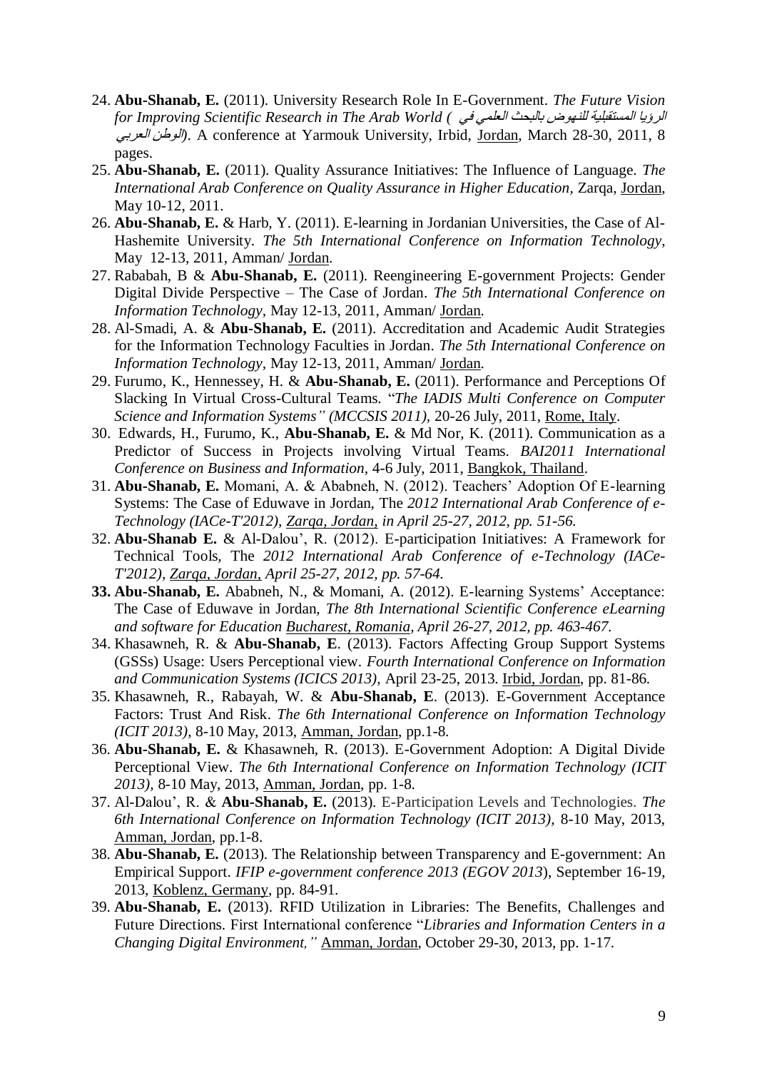24. **Abu-Shanab, E.** (2011). University Research Role In E-Government. *The Future Vision for Improving Scientific Research in The Arab World ( الرؤيا المستقبلية للنهوض بالبحث العلمي في الوطن العربي)*. A conference at Yarmouk University, Irbid, Jordan, March 28-30, 2011, 8 pages.
25. **Abu-Shanab, E.** (2011). Quality Assurance Initiatives: The Influence of Language. *The International Arab Conference on Quality Assurance in Higher Education*, Zarqa, Jordan, May 10-12, 2011.
26. **Abu-Shanab, E.** & Harb, Y. (2011). E-learning in Jordanian Universities, the Case of Al-Hashemite University. *The 5th International Conference on Information Technology*, May 12-13, 2011, Amman/ Jordan.
27. Rababah, B & **Abu-Shanab, E.** (2011). Reengineering E-government Projects: Gender Digital Divide Perspective – The Case of Jordan. *The 5th International Conference on Information Technology*, May 12-13, 2011, Amman/ Jordan.
28. Al-Smadi, A. & **Abu-Shanab, E.** (2011). Accreditation and Academic Audit Strategies for the Information Technology Faculties in Jordan. *The 5th International Conference on Information Technology*, May 12-13, 2011, Amman/ Jordan.
29. Furumo, K., Hennessey, H. & **Abu-Shanab, E.** (2011). Performance and Perceptions Of Slacking In Virtual Cross-Cultural Teams. "*The IADIS Multi Conference on Computer Science and Information Systems" (MCCSIS 2011)*, 20-26 July, 2011, Rome, Italy.
30. Edwards, H., Furumo, K., **Abu-Shanab, E.** & Md Nor, K. (2011). Communication as a Predictor of Success in Projects involving Virtual Teams. *BAI2011 International Conference on Business and Information*, 4-6 July, 2011, Bangkok, Thailand.
31. **Abu-Shanab, E.** Momani, A. & Ababneh, N. (2012). Teachers' Adoption Of E-learning Systems: The Case of Eduwave in Jordan, The *2012 International Arab Conference of e-Technology (IACe-T'2012), Zarqa, Jordan, in April 25-27, 2012, pp. 51-56.*
32. **Abu-Shanab E.** & Al-Dalou', R. (2012). E-participation Initiatives: A Framework for Technical Tools, The *2012 International Arab Conference of e-Technology (IACe-T'2012), Zarqa, Jordan, April 25-27, 2012, pp. 57-64.*
33. **Abu-Shanab, E.** Ababneh, N., & Momani, A. (2012). E-learning Systems' Acceptance: The Case of Eduwave in Jordan, *The 8th International Scientific Conference eLearning and software for Education Bucharest, Romania, April 26-27, 2012, pp. 463-467.*
34. Khasawneh, R. & **Abu-Shanab, E**. (2013). Factors Affecting Group Support Systems (GSSs) Usage: Users Perceptional view. *Fourth International Conference on Information and Communication Systems (ICICS 2013)*, April 23-25, 2013. Irbid, Jordan, pp. 81-86.
35. Khasawneh, R., Rabayah, W. & **Abu-Shanab, E**. (2013). E-Government Acceptance Factors: Trust And Risk. *The 6th International Conference on Information Technology (ICIT 2013)*, 8-10 May, 2013, Amman, Jordan, pp.1-8.
36. **Abu-Shanab, E.** & Khasawneh, R. (2013). E-Government Adoption: A Digital Divide Perceptional View. *The 6th International Conference on Information Technology (ICIT 2013)*, 8-10 May, 2013, Amman, Jordan, pp. 1-8.
37. Al-Dalou', R. & **Abu-Shanab, E.** (2013). E-Participation Levels and Technologies. *The 6th International Conference on Information Technology (ICIT 2013)*, 8-10 May, 2013, Amman, Jordan, pp.1-8.
38. **Abu-Shanab, E.** (2013). The Relationship between Transparency and E-government: An Empirical Support. *IFIP e-government conference 2013 (EGOV 2013)*, September 16-19, 2013, Koblenz, Germany, pp. 84-91.
39. **Abu-Shanab, E.** (2013). RFID Utilization in Libraries: The Benefits, Challenges and Future Directions. First International conference "*Libraries and Information Centers in a Changing Digital Environment,"* Amman, Jordan, October 29-30, 2013, pp. 1-17.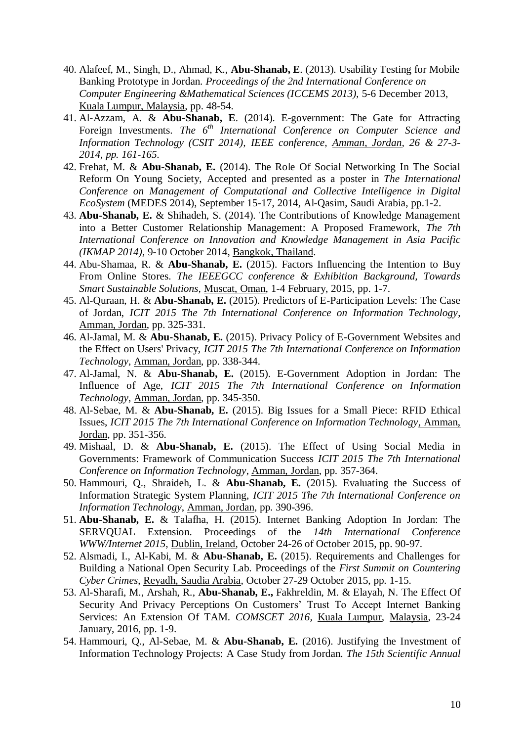40. Alafeef, M., Singh, D., Ahmad, K., **Abu-Shanab, E**. (2013). Usability Testing for Mobile Banking Prototype in Jordan. *Proceedings of the 2nd International Conference on Computer Engineering &Mathematical Sciences (ICCEMS 2013)*, 5-6 December 2013, Kuala Lumpur, Malaysia, pp. 48-54.
41. Al-Azzam, A. & **Abu-Shanab, E**. (2014). E-government: The Gate for Attracting Foreign Investments. *The 6th International Conference on Computer Science and Information Technology (CSIT 2014), IEEE conference, Amman, Jordan, 26 & 27-3-2014, pp. 161-165.*
42. Frehat, M. & **Abu-Shanab, E.** (2014). The Role Of Social Networking In The Social Reform On Young Society, Accepted and presented as a poster in *The International Conference on Management of Computational and Collective Intelligence in Digital EcoSystem* (MEDES 2014), September 15-17, 2014, Al-Qasim, Saudi Arabia, pp.1-2.
43. **Abu-Shanab, E.** & Shihadeh, S. (2014). The Contributions of Knowledge Management into a Better Customer Relationship Management: A Proposed Framework, *The 7th International Conference on Innovation and Knowledge Management in Asia Pacific (IKMAP 2014)*, 9-10 October 2014, Bangkok, Thailand.
44. Abu-Shamaa, R. & **Abu-Shanab, E.** (2015). Factors Influencing the Intention to Buy From Online Stores. *The IEEEGCC conference & Exhibition Background, Towards Smart Sustainable Solutions*, Muscat, Oman, 1-4 February, 2015, pp. 1-7.
45. Al-Quraan, H. & **Abu-Shanab, E.** (2015). Predictors of E-Participation Levels: The Case of Jordan, *ICIT 2015 The 7th International Conference on Information Technology*, Amman, Jordan, pp. 325-331.
46. Al-Jamal, M. & **Abu-Shanab, E.** (2015). Privacy Policy of E-Government Websites and the Effect on Users' Privacy, *ICIT 2015 The 7th International Conference on Information Technology*, Amman, Jordan, pp. 338-344.
47. Al-Jamal, N. & **Abu-Shanab, E.** (2015). E-Government Adoption in Jordan: The Influence of Age, *ICIT 2015 The 7th International Conference on Information Technology*, Amman, Jordan, pp. 345-350.
48. Al-Sebae, M. & **Abu-Shanab, E.** (2015). Big Issues for a Small Piece: RFID Ethical Issues, *ICIT 2015 The 7th International Conference on Information Technology*, Amman, Jordan, pp. 351-356.
49. Mishaal, D. & **Abu-Shanab, E.** (2015). The Effect of Using Social Media in Governments: Framework of Communication Success *ICIT 2015 The 7th International Conference on Information Technology*, Amman, Jordan, pp. 357-364.
50. Hammouri, Q., Shraideh, L. & **Abu-Shanab, E.** (2015). Evaluating the Success of Information Strategic System Planning, *ICIT 2015 The 7th International Conference on Information Technology*, Amman, Jordan, pp. 390-396.
51. **Abu-Shanab, E.** & Talafha, H. (2015). Internet Banking Adoption In Jordan: The SERVQUAL Extension. Proceedings of the *14th International Conference WWW/Internet 2015*, Dublin, Ireland, October 24-26 of October 2015, pp. 90-97.
52. Alsmadi, I., Al-Kabi, M. & **Abu-Shanab, E.** (2015). Requirements and Challenges for Building a National Open Security Lab. Proceedings of the *First Summit on Countering Cyber Crimes*, Reyadh, Saudia Arabia, October 27-29 October 2015, pp. 1-15.
53. Al-Sharafi, M., Arshah, R., **Abu-Shanab, E.,** Fakhreldin, M. & Elayah, N. The Effect Of Security And Privacy Perceptions On Customers' Trust To Accept Internet Banking Services: An Extension Of TAM. *COMSCET 2016*, Kuala Lumpur, Malaysia, 23-24 January, 2016, pp. 1-9.
54. Hammouri, Q., Al-Sebae, M. & **Abu-Shanab, E.** (2016). Justifying the Investment of Information Technology Projects: A Case Study from Jordan. *The 15th Scientific Annual*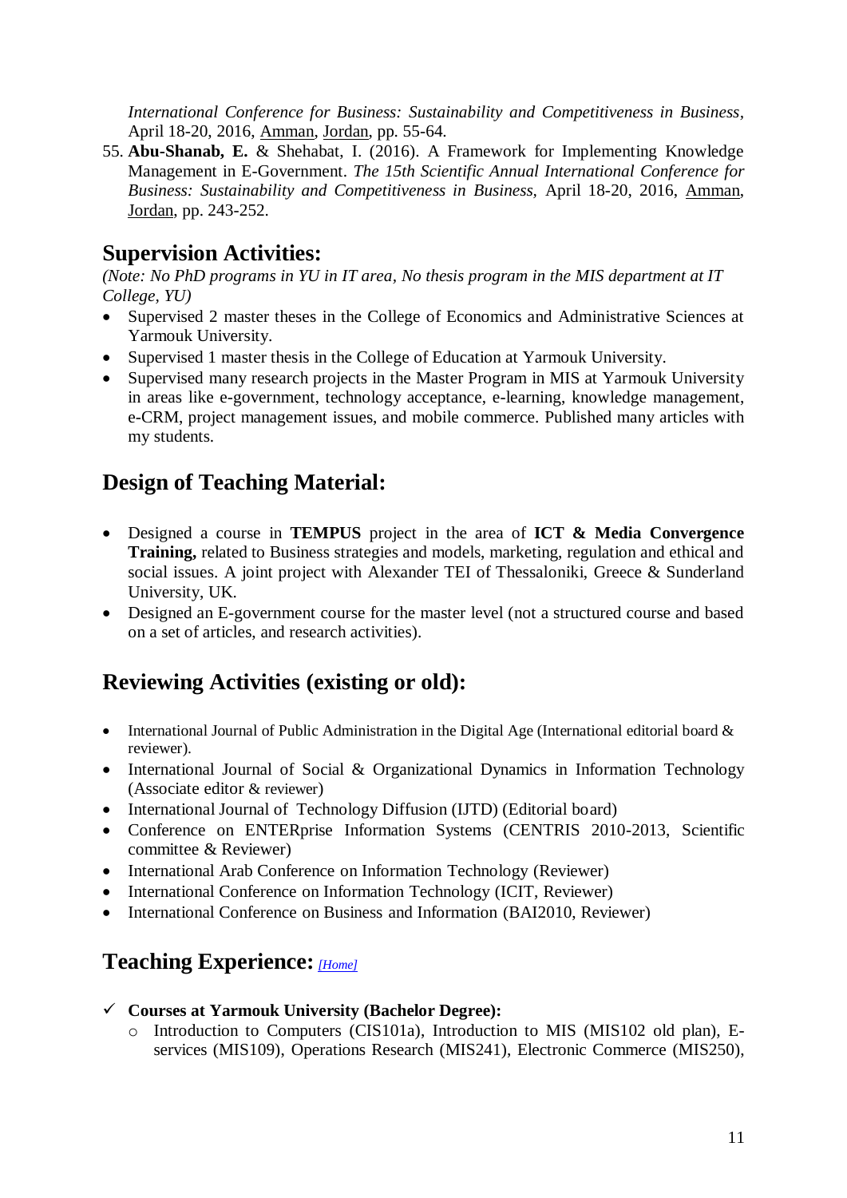*International Conference for Business: Sustainability and Competitiveness in Business*, April 18-20, 2016, Amman, Jordan, pp. 55-64.

55. **Abu-Shanab, E.** & Shehabat, I. (2016). A Framework for Implementing Knowledge Management in E-Government. *The 15th Scientific Annual International Conference for Business: Sustainability and Competitiveness in Business*, April 18-20, 2016, Amman, Jordan, pp. 243-252.

## Supervision Activities:

*(Note: No PhD programs in YU in IT area, No thesis program in the MIS department at IT College, YU)*

- Supervised 2 master theses in the College of Economics and Administrative Sciences at Yarmouk University.
- Supervised 1 master thesis in the College of Education at Yarmouk University.
- Supervised many research projects in the Master Program in MIS at Yarmouk University in areas like e-government, technology acceptance, e-learning, knowledge management, e-CRM, project management issues, and mobile commerce. Published many articles with my students.

## Design of Teaching Material:

- Designed a course in **TEMPUS** project in the area of **ICT & Media Convergence Training,** related to Business strategies and models, marketing, regulation and ethical and social issues. A joint project with Alexander TEI of Thessaloniki, Greece & Sunderland University, UK.
- Designed an E-government course for the master level (not a structured course and based on a set of articles, and research activities).

## Reviewing Activities (existing or old):

- International Journal of Public Administration in the Digital Age (International editorial board & reviewer).
- International Journal of Social & Organizational Dynamics in Information Technology (Associate editor & reviewer)
- International Journal of Technology Diffusion (IJTD) (Editorial board)
- Conference on ENTERprise Information Systems (CENTRIS 2010-2013, Scientific committee & Reviewer)
- International Arab Conference on Information Technology (Reviewer)
- International Conference on Information Technology (ICIT, Reviewer)
- International Conference on Business and Information (BAI2010, Reviewer)

## Teaching Experience: *[Home]*

✓ **Courses at Yarmouk University (Bachelor Degree):**

- Introduction to Computers (CIS101a), Introduction to MIS (MIS102 old plan), E-services (MIS109), Operations Research (MIS241), Electronic Commerce (MIS250),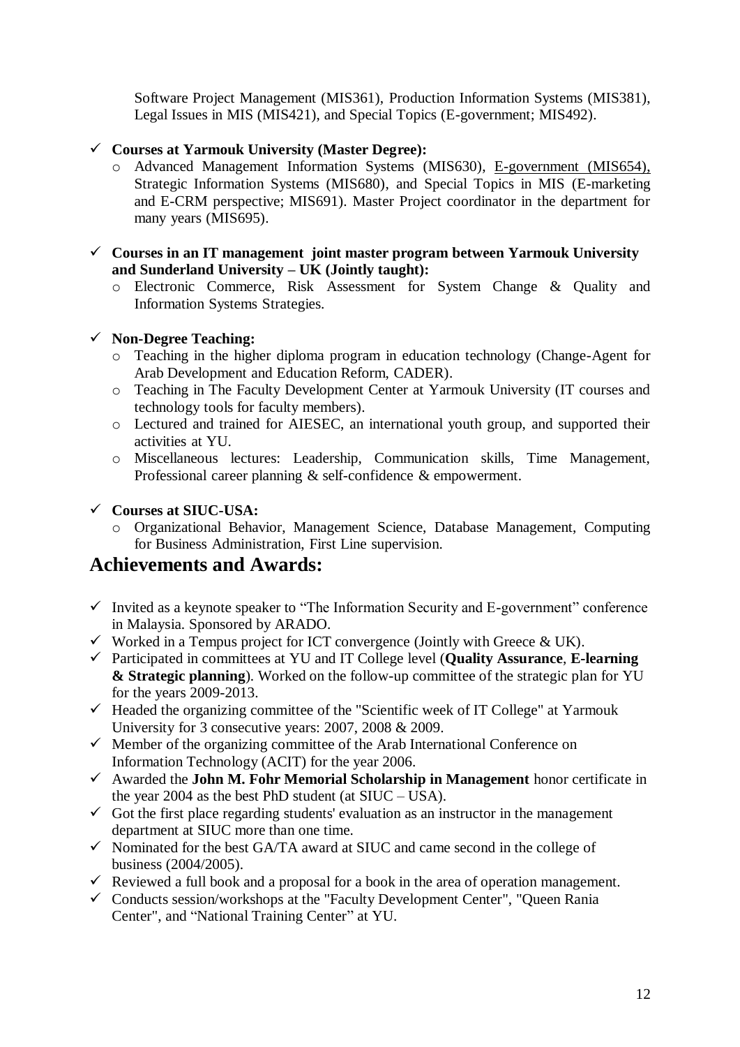Software Project Management (MIS361), Production Information Systems (MIS381), Legal Issues in MIS (MIS421), and Special Topics (E-government; MIS492).

- ✓ **Courses at Yarmouk University (Master Degree):**
  - Advanced Management Information Systems (MIS630), E-government (MIS654), Strategic Information Systems (MIS680), and Special Topics in MIS (E-marketing and E-CRM perspective; MIS691). Master Project coordinator in the department for many years (MIS695).

- ✓ **Courses in an IT management joint master program between Yarmouk University and Sunderland University – UK (Jointly taught):**
  - Electronic Commerce, Risk Assessment for System Change & Quality and Information Systems Strategies.

- ✓ **Non-Degree Teaching:**
  - Teaching in the higher diploma program in education technology (Change-Agent for Arab Development and Education Reform, CADER).
  - Teaching in The Faculty Development Center at Yarmouk University (IT courses and technology tools for faculty members).
  - Lectured and trained for AIESEC, an international youth group, and supported their activities at YU.
  - Miscellaneous lectures: Leadership, Communication skills, Time Management, Professional career planning & self-confidence & empowerment.

- ✓ **Courses at SIUC-USA:**
  - Organizational Behavior, Management Science, Database Management, Computing for Business Administration, First Line supervision.

## Achievements and Awards:

- ✓ Invited as a keynote speaker to "The Information Security and E-government" conference in Malaysia. Sponsored by ARADO.
- ✓ Worked in a Tempus project for ICT convergence (Jointly with Greece & UK).
- ✓ Participated in committees at YU and IT College level (**Quality Assurance**, **E-learning & Strategic planning**). Worked on the follow-up committee of the strategic plan for YU for the years 2009-2013.
- ✓ Headed the organizing committee of the "Scientific week of IT College" at Yarmouk University for 3 consecutive years: 2007, 2008 & 2009.
- ✓ Member of the organizing committee of the Arab International Conference on Information Technology (ACIT) for the year 2006.
- ✓ Awarded the **John M. Fohr Memorial Scholarship in Management** honor certificate in the year 2004 as the best PhD student (at SIUC – USA).
- ✓ Got the first place regarding students' evaluation as an instructor in the management department at SIUC more than one time.
- ✓ Nominated for the best GA/TA award at SIUC and came second in the college of business (2004/2005).
- ✓ Reviewed a full book and a proposal for a book in the area of operation management.
- ✓ Conducts session/workshops at the "Faculty Development Center", "Queen Rania Center", and "National Training Center" at YU.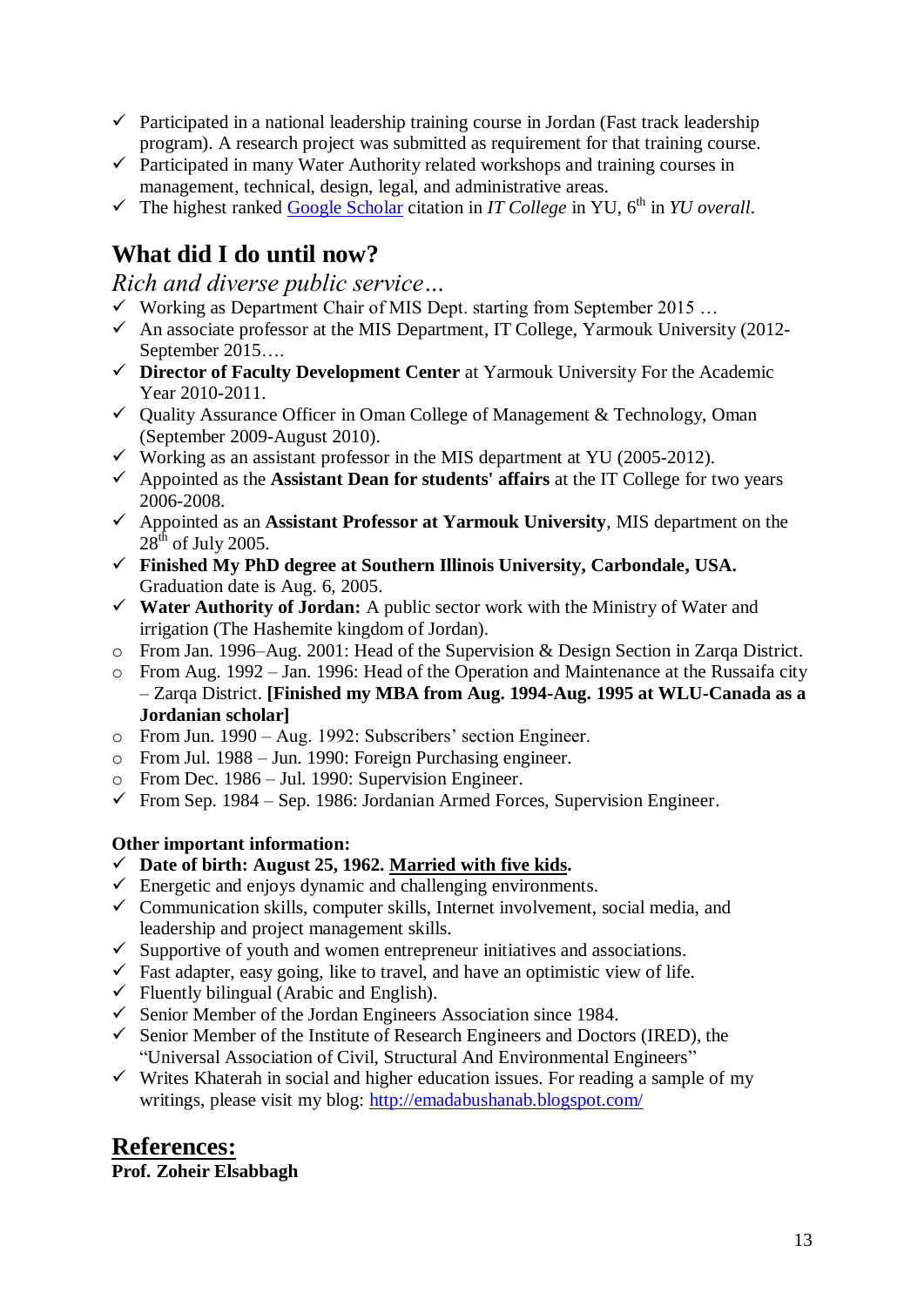- ✓ Participated in a national leadership training course in Jordan (Fast track leadership program). A research project was submitted as requirement for that training course.
- ✓ Participated in many Water Authority related workshops and training courses in management, technical, design, legal, and administrative areas.
- ✓ The highest ranked Google Scholar citation in *IT College* in YU, 6th in *YU overall*.

## What did I do until now?

*Rich and diverse public service…*

- ✓ Working as Department Chair of MIS Dept. starting from September 2015 …
- ✓ An associate professor at the MIS Department, IT College, Yarmouk University (2012- September 2015….
- ✓ **Director of Faculty Development Center** at Yarmouk University For the Academic Year 2010-2011.
- ✓ Quality Assurance Officer in Oman College of Management & Technology, Oman (September 2009-August 2010).
- ✓ Working as an assistant professor in the MIS department at YU (2005-2012).
- ✓ Appointed as the **Assistant Dean for students' affairs** at the IT College for two years 2006-2008.
- ✓ Appointed as an **Assistant Professor at Yarmouk University**, MIS department on the 28th of July 2005.
- ✓ **Finished My PhD degree at Southern Illinois University, Carbondale, USA.** Graduation date is Aug. 6, 2005.
- ✓ **Water Authority of Jordan:** A public sector work with the Ministry of Water and irrigation (The Hashemite kingdom of Jordan).
  - From Jan. 1996–Aug. 2001: Head of the Supervision & Design Section in Zarqa District.
  - From Aug. 1992 – Jan. 1996: Head of the Operation and Maintenance at the Russaifa city – Zarqa District. **[Finished my MBA from Aug. 1994-Aug. 1995 at WLU-Canada as a Jordanian scholar]**
  - From Jun. 1990 – Aug. 1992: Subscribers' section Engineer.
  - From Jul. 1988 – Jun. 1990: Foreign Purchasing engineer.
  - From Dec. 1986 – Jul. 1990: Supervision Engineer.
- ✓ From Sep. 1984 – Sep. 1986: Jordanian Armed Forces, Supervision Engineer.

**Other important information:**

- ✓ **Date of birth: August 25, 1962. <u>Married with five kids</u>.**
- ✓ Energetic and enjoys dynamic and challenging environments.
- ✓ Communication skills, computer skills, Internet involvement, social media, and leadership and project management skills.
- ✓ Supportive of youth and women entrepreneur initiatives and associations.
- ✓ Fast adapter, easy going, like to travel, and have an optimistic view of life.
- ✓ Fluently bilingual (Arabic and English).
- ✓ Senior Member of the Jordan Engineers Association since 1984.
- ✓ Senior Member of the Institute of Research Engineers and Doctors (IRED), the "Universal Association of Civil, Structural And Environmental Engineers"
- ✓ Writes Khaterah in social and higher education issues. For reading a sample of my writings, please visit my blog: http://emadabushanab.blogspot.com/

## References:

**Prof. Zoheir Elsabbagh**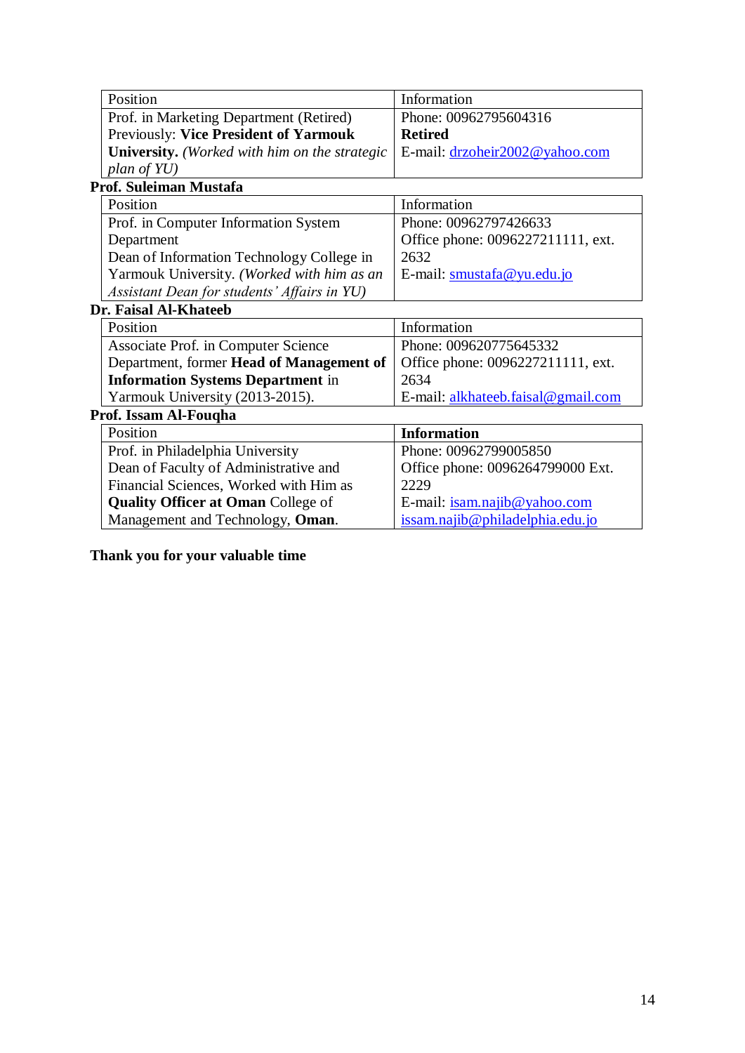| Position | Information |
|---|---|
| Prof. in Marketing Department (Retired) Previously: **Vice President of Yarmouk University.** *(Worked with him on the strategic plan of YU)* | Phone: 00962795604316 **Retired** E-mail: drzoheir2002@yahoo.com |

**Prof. Suleiman Mustafa**

| Position | Information |
|---|---|
| Prof. in Computer Information System Department Dean of Information Technology College in Yarmouk University. *(Worked with him as an Assistant Dean for students' Affairs in YU)* | Phone: 00962797426633 Office phone: 0096227211111, ext. 2632 E-mail: smustafa@yu.edu.jo |

**Dr. Faisal Al-Khateeb**

| Position | Information |
|---|---|
| Associate Prof. in Computer Science Department, former **Head of Management of Information Systems Department** in Yarmouk University (2013-2015). | Phone: 009620775645332 Office phone: 0096227211111, ext. 2634 E-mail: alkhateeb.faisal@gmail.com |

**Prof. Issam Al-Fouqha**

| Position | **Information** |
|---|---|
| Prof. in Philadelphia University Dean of Faculty of Administrative and Financial Sciences, Worked with Him as **Quality Officer at Oman** College of Management and Technology, **Oman**. | Phone: 00962799005850 Office phone: 0096264799000 Ext. 2229 E-mail: isam.najib@yahoo.com issam.najib@philadelphia.edu.jo |

**Thank you for your valuable time**